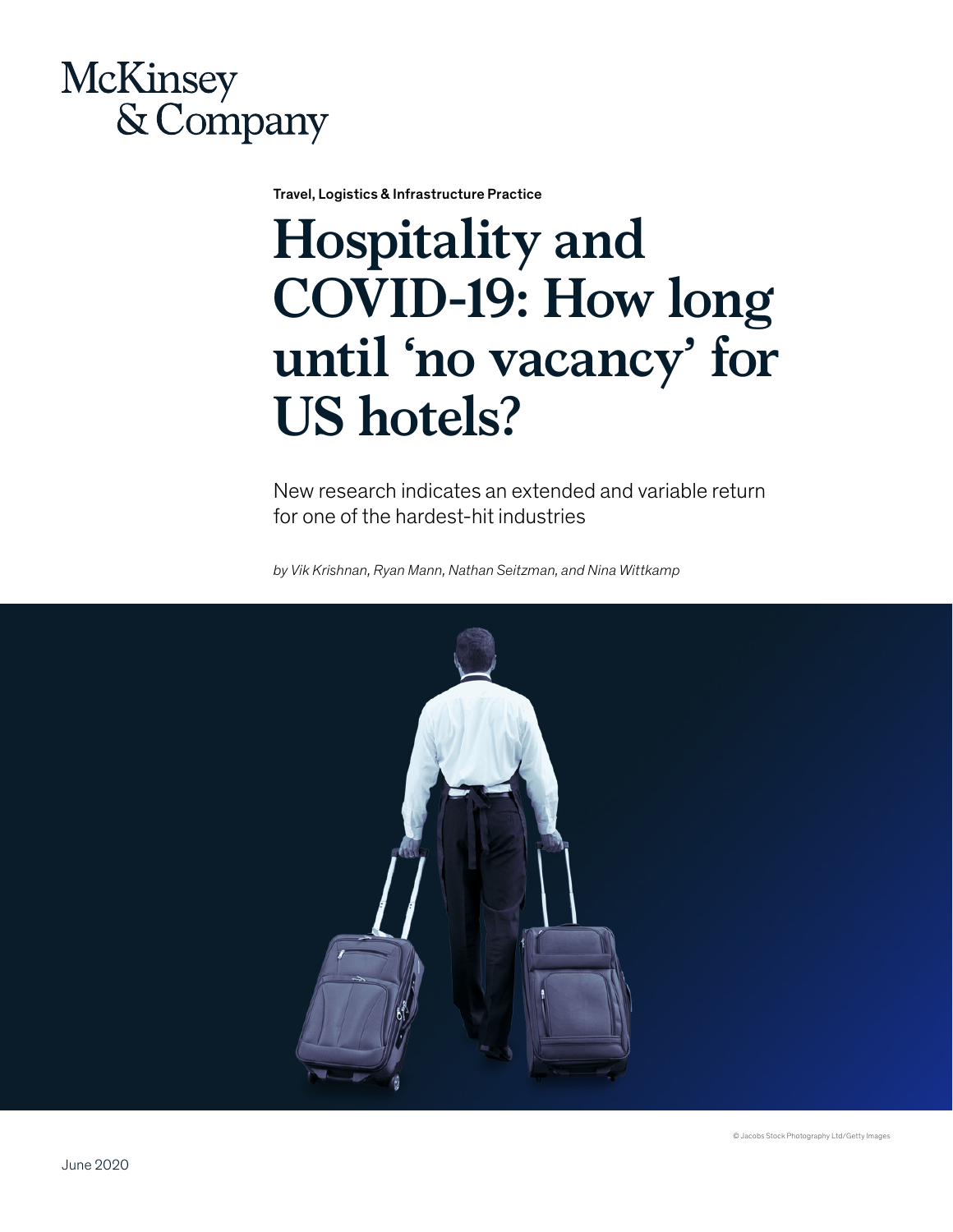McKinsey & Company

Travel, Logistics & Infrastructure Practice

# Hospitality and COVID-19: How long until 'no vacancy' for US hotels?

New research indicates an extended and variable return for one of the hardest-hit industries

*by Vik Krishnan, Ryan Mann, Nathan Seitzman, and Nina Wittkamp*

© Jacobs Stock Photography Ltd/Getty Images

June 2020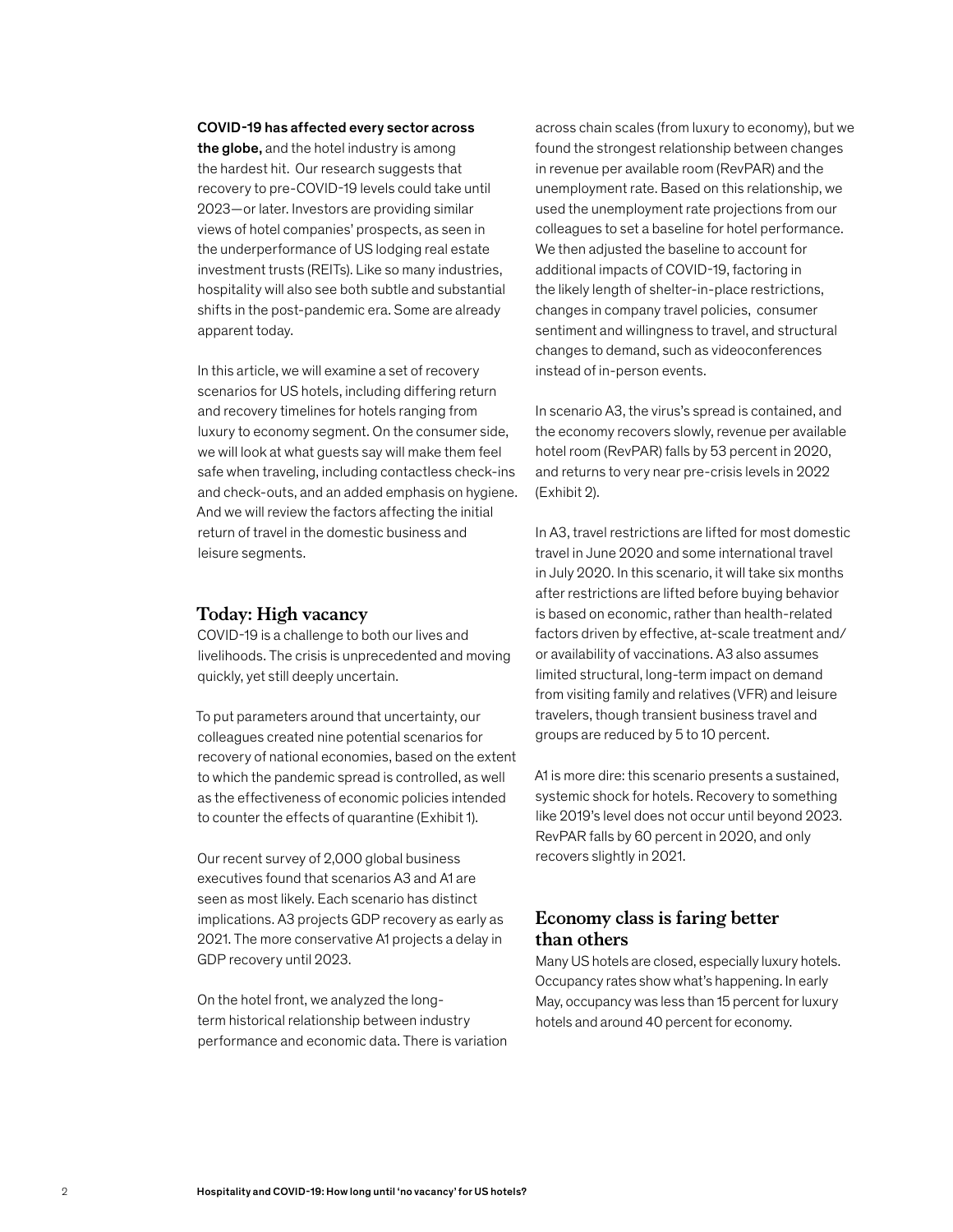**COVID-19 has affected every sector across the globe,** and the hotel industry is among the hardest hit. Our research suggests that recovery to pre-COVID-19 levels could take until 2023—or later. Investors are providing similar views of hotel companies' prospects, as seen in the underperformance of US lodging real estate investment trusts (REITs). Like so many industries, hospitality will also see both subtle and substantial shifts in the post-pandemic era. Some are already apparent today.

In this article, we will examine a set of recovery scenarios for US hotels, including differing return and recovery timelines for hotels ranging from luxury to economy segment. On the consumer side, we will look at what guests say will make them feel safe when traveling, including contactless check-ins and check-outs, and an added emphasis on hygiene. And we will review the factors affecting the initial return of travel in the domestic business and leisure segments.

## Today: High vacancy

COVID-19 is a challenge to both our lives and livelihoods. The crisis is unprecedented and moving quickly, yet still deeply uncertain.

To put parameters around that uncertainty, our colleagues created nine potential scenarios for recovery of national economies, based on the extent to which the pandemic spread is controlled, as well as the effectiveness of economic policies intended to counter the effects of quarantine (Exhibit 1).

Our recent survey of 2,000 global business executives found that scenarios A3 and A1 are seen as most likely. Each scenario has distinct implications. A3 projects GDP recovery as early as 2021. The more conservative A1 projects a delay in GDP recovery until 2023.

On the hotel front, we analyzed the long-term historical relationship between industry performance and economic data. There is variation across chain scales (from luxury to economy), but we found the strongest relationship between changes in revenue per available room (RevPAR) and the unemployment rate. Based on this relationship, we used the unemployment rate projections from our colleagues to set a baseline for hotel performance. We then adjusted the baseline to account for additional impacts of COVID-19, factoring in the likely length of shelter-in-place restrictions, changes in company travel policies, consumer sentiment and willingness to travel, and structural changes to demand, such as videoconferences instead of in-person events.

In scenario A3, the virus's spread is contained, and the economy recovers slowly, revenue per available hotel room (RevPAR) falls by 53 percent in 2020, and returns to very near pre-crisis levels in 2022 (Exhibit 2).

In A3, travel restrictions are lifted for most domestic travel in June 2020 and some international travel in July 2020. In this scenario, it will take six months after restrictions are lifted before buying behavior is based on economic, rather than health-related factors driven by effective, at-scale treatment and/or availability of vaccinations. A3 also assumes limited structural, long-term impact on demand from visiting family and relatives (VFR) and leisure travelers, though transient business travel and groups are reduced by 5 to 10 percent.

A1 is more dire: this scenario presents a sustained, systemic shock for hotels. Recovery to something like 2019's level does not occur until beyond 2023. RevPAR falls by 60 percent in 2020, and only recovers slightly in 2021.

## Economy class is faring better than others

Many US hotels are closed, especially luxury hotels. Occupancy rates show what's happening. In early May, occupancy was less than 15 percent for luxury hotels and around 40 percent for economy.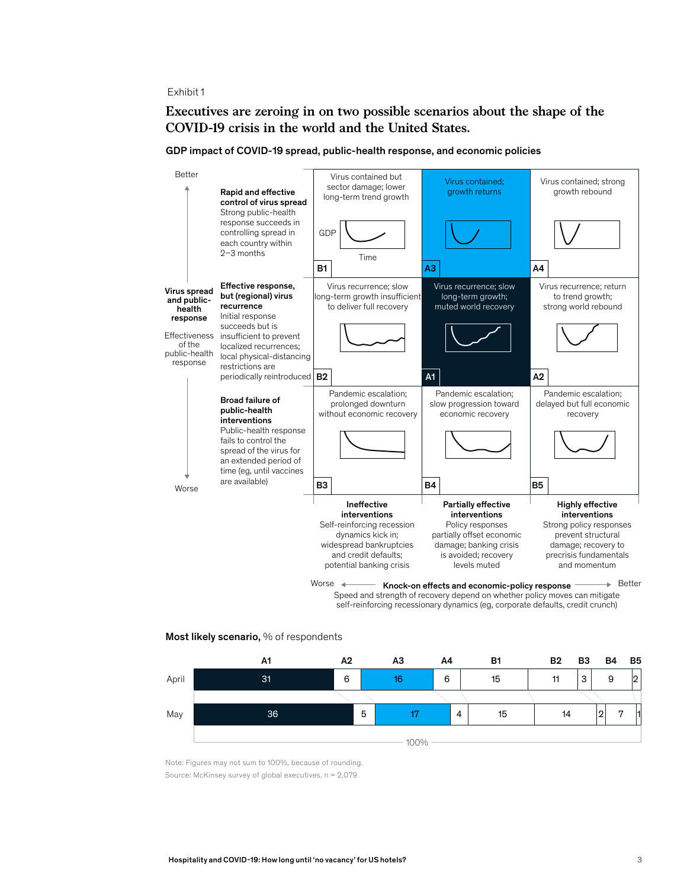Exhibit 1

## Executives are zeroing in on two possible scenarios about the shape of the COVID-19 crisis in the world and the United States.

**GDP impact of COVID-19 spread, public-health response, and economic policies**

**Virus spread and public-health response** — Effectiveness of the public-health response (Better ↑ / Worse ↓)

| Virus spread and public-health response | Ineffective interventions | Partially effective interventions | Highly effective interventions |
|---|---|---|---|
| **Rapid and effective control of virus spread** Strong public-health response succeeds in controlling spread in each country within 2–3 months | **B1** Virus contained but sector damage; lower long-term trend growth | **A3** Virus contained; growth returns | **A4** Virus contained; strong growth rebound |
| **Effective response, but (regional) virus recurrence** Initial response succeeds but is insufficient to prevent localized recurrences; local physical-distancing restrictions are periodically reintroduced | **B2** Virus recurrence; slow long-term growth insufficient to deliver full recovery | **A1** Virus recurrence; slow long-term growth; muted world recovery | **A2** Virus recurrence; return to trend growth; strong world rebound |
| **Broad failure of public-health interventions** Public-health response fails to control the spread of the virus for an extended period of time (eg, until vaccines are available) | **B3** Pandemic escalation; prolonged downturn without economic recovery | **B4** Pandemic escalation; slow progression toward economic recovery | **B5** Pandemic escalation; delayed but full economic recovery |

**Ineffective interventions**: Self-reinforcing recession dynamics kick in; widespread bankruptcies and credit defaults; potential banking crisis

**Partially effective interventions**: Policy responses partially offset economic damage; banking crisis is avoided; recovery levels muted

**Highly effective interventions**: Strong policy responses prevent structural damage; recovery to precrisis fundamentals and momentum

Worse ← **Knock-on effects and economic-policy response** → Better

Speed and strength of recovery depend on whether policy moves can mitigate self-reinforcing recessionary dynamics (eg, corporate defaults, credit crunch)

**Most likely scenario,** % of respondents

| | A1 | A2 | A3 | A4 | B1 | B2 | B3 | B4 | B5 |
|---|---|---|---|---|---|---|---|---|---|
| April | 31 | 6 | 16 | 6 | 15 | 11 | 3 | 9 | 2 |
| May | 36 | 5 | 17 | 4 | 15 | 14 | 2 | 7 | 1 |

Note: Figures may not sum to 100%, because of rounding.

Source: McKinsey survey of global executives, n = 2,079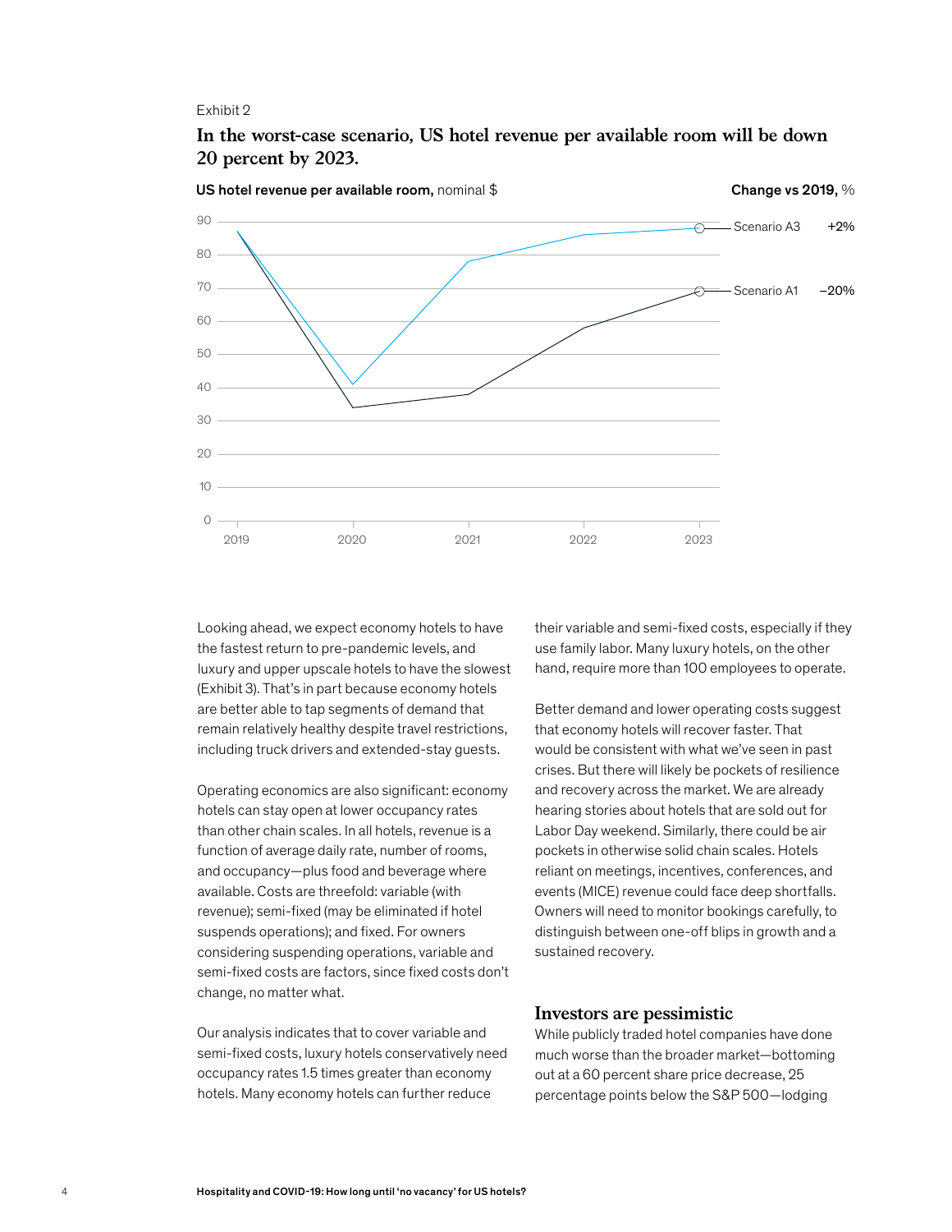Exhibit 2

## In the worst-case scenario, US hotel revenue per available room will be down 20 percent by 2023.

**US hotel revenue per available room,** nominal $

**Change vs 2019,** %

Scenario A3 +2%

Scenario A1 –20%

Looking ahead, we expect economy hotels to have the fastest return to pre-pandemic levels, and luxury and upper upscale hotels to have the slowest (Exhibit 3). That's in part because economy hotels are better able to tap segments of demand that remain relatively healthy despite travel restrictions, including truck drivers and extended-stay guests.

Operating economics are also significant: economy hotels can stay open at lower occupancy rates than other chain scales. In all hotels, revenue is a function of average daily rate, number of rooms, and occupancy—plus food and beverage where available. Costs are threefold: variable (with revenue); semi-fixed (may be eliminated if hotel suspends operations); and fixed. For owners considering suspending operations, variable and semi-fixed costs are factors, since fixed costs don't change, no matter what.

Our analysis indicates that to cover variable and semi-fixed costs, luxury hotels conservatively need occupancy rates 1.5 times greater than economy hotels. Many economy hotels can further reduce their variable and semi-fixed costs, especially if they use family labor. Many luxury hotels, on the other hand, require more than 100 employees to operate.

Better demand and lower operating costs suggest that economy hotels will recover faster. That would be consistent with what we've seen in past crises. But there will likely be pockets of resilience and recovery across the market. We are already hearing stories about hotels that are sold out for Labor Day weekend. Similarly, there could be air pockets in otherwise solid chain scales. Hotels reliant on meetings, incentives, conferences, and events (MICE) revenue could face deep shortfalls. Owners will need to monitor bookings carefully, to distinguish between one-off blips in growth and a sustained recovery.

## Investors are pessimistic

While publicly traded hotel companies have done much worse than the broader market—bottoming out at a 60 percent share price decrease, 25 percentage points below the S&P 500—lodging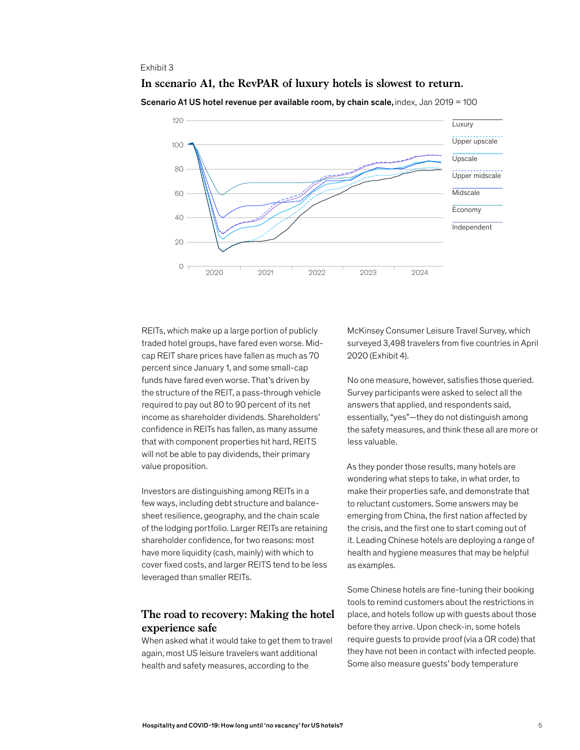Exhibit 3

**In scenario A1, the RevPAR of luxury hotels is slowest to return.**

**Scenario A1 US hotel revenue per available room, by chain scale,** index, Jan 2019 = 100

Legend: Luxury, Upper upscale, Upscale, Upper midscale, Midscale, Economy, Independent

REITs, which make up a large portion of publicly traded hotel groups, have fared even worse. Mid-cap REIT share prices have fallen as much as 70 percent since January 1, and some small-cap funds have fared even worse. That's driven by the structure of the REIT, a pass-through vehicle required to pay out 80 to 90 percent of its net income as shareholder dividends. Shareholders' confidence in REITs has fallen, as many assume that with component properties hit hard, REITS will not be able to pay dividends, their primary value proposition.

Investors are distinguishing among REITs in a few ways, including debt structure and balance-sheet resilience, geography, and the chain scale of the lodging portfolio. Larger REITs are retaining shareholder confidence, for two reasons: most have more liquidity (cash, mainly) with which to cover fixed costs, and larger REITS tend to be less leveraged than smaller REITs.

## The road to recovery: Making the hotel experience safe

When asked what it would take to get them to travel again, most US leisure travelers want additional health and safety measures, according to the McKinsey Consumer Leisure Travel Survey, which surveyed 3,498 travelers from five countries in April 2020 (Exhibit 4).

No one measure, however, satisfies those queried. Survey participants were asked to select all the answers that applied, and respondents said, essentially, "yes"—they do not distinguish among the safety measures, and think these all are more or less valuable.

As they ponder those results, many hotels are wondering what steps to take, in what order, to make their properties safe, and demonstrate that to reluctant customers. Some answers may be emerging from China, the first nation affected by the crisis, and the first one to start coming out of it. Leading Chinese hotels are deploying a range of health and hygiene measures that may be helpful as examples.

Some Chinese hotels are fine-tuning their booking tools to remind customers about the restrictions in place, and hotels follow up with guests about those before they arrive. Upon check-in, some hotels require guests to provide proof (via a QR code) that they have not been in contact with infected people. Some also measure guests' body temperature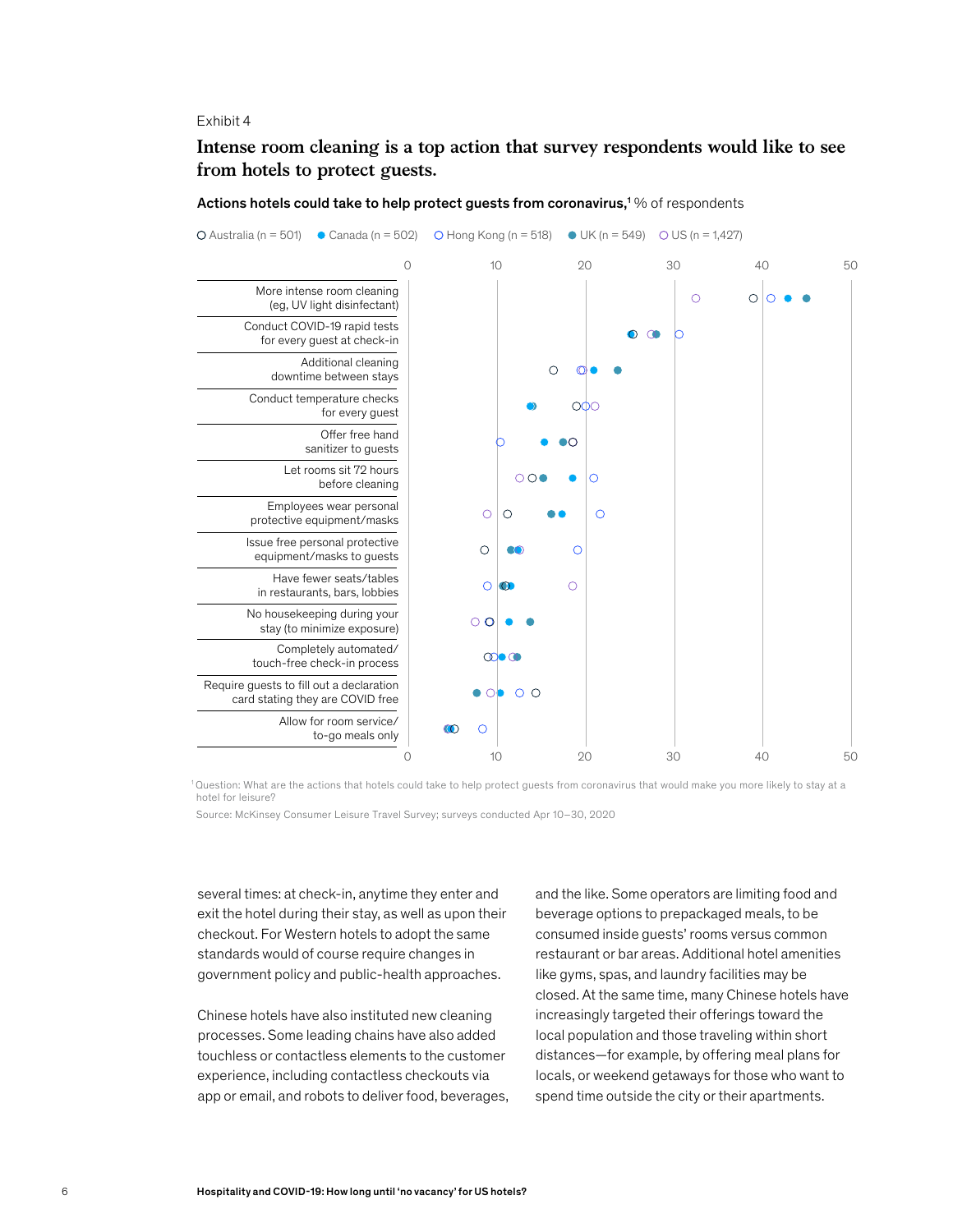Exhibit 4

## Intense room cleaning is a top action that survey respondents would like to see from hotels to protect guests.

**Actions hotels could take to help protect guests from coronavirus,**[1] % of respondents

Australia (n = 501) | Canada (n = 502) | Hong Kong (n = 518) | UK (n = 549) | US (n = 1,427)

- More intense room cleaning (eg, UV light disinfectant)
- Conduct COVID-19 rapid tests for every guest at check-in
- Additional cleaning downtime between stays
- Conduct temperature checks for every guest
- Offer free hand sanitizer to guests
- Let rooms sit 72 hours before cleaning
- Employees wear personal protective equipment/masks
- Issue free personal protective equipment/masks to guests
- Have fewer seats/tables in restaurants, bars, lobbies
- No housekeeping during your stay (to minimize exposure)
- Completely automated/touch-free check-in process
- Require guests to fill out a declaration card stating they are COVID free
- Allow for room service/to-go meals only

[1] Question: What are the actions that hotels could take to help protect guests from coronavirus that would make you more likely to stay at a hotel for leisure?

Source: McKinsey Consumer Leisure Travel Survey; surveys conducted Apr 10–30, 2020

several times: at check-in, anytime they enter and exit the hotel during their stay, as well as upon their checkout. For Western hotels to adopt the same standards would of course require changes in government policy and public-health approaches.

Chinese hotels have also instituted new cleaning processes. Some leading chains have also added touchless or contactless elements to the customer experience, including contactless checkouts via app or email, and robots to deliver food, beverages, and the like. Some operators are limiting food and beverage options to prepackaged meals, to be consumed inside guests' rooms versus common restaurant or bar areas. Additional hotel amenities like gyms, spas, and laundry facilities may be closed. At the same time, many Chinese hotels have increasingly targeted their offerings toward the local population and those traveling within short distances—for example, by offering meal plans for locals, or weekend getaways for those who want to spend time outside the city or their apartments.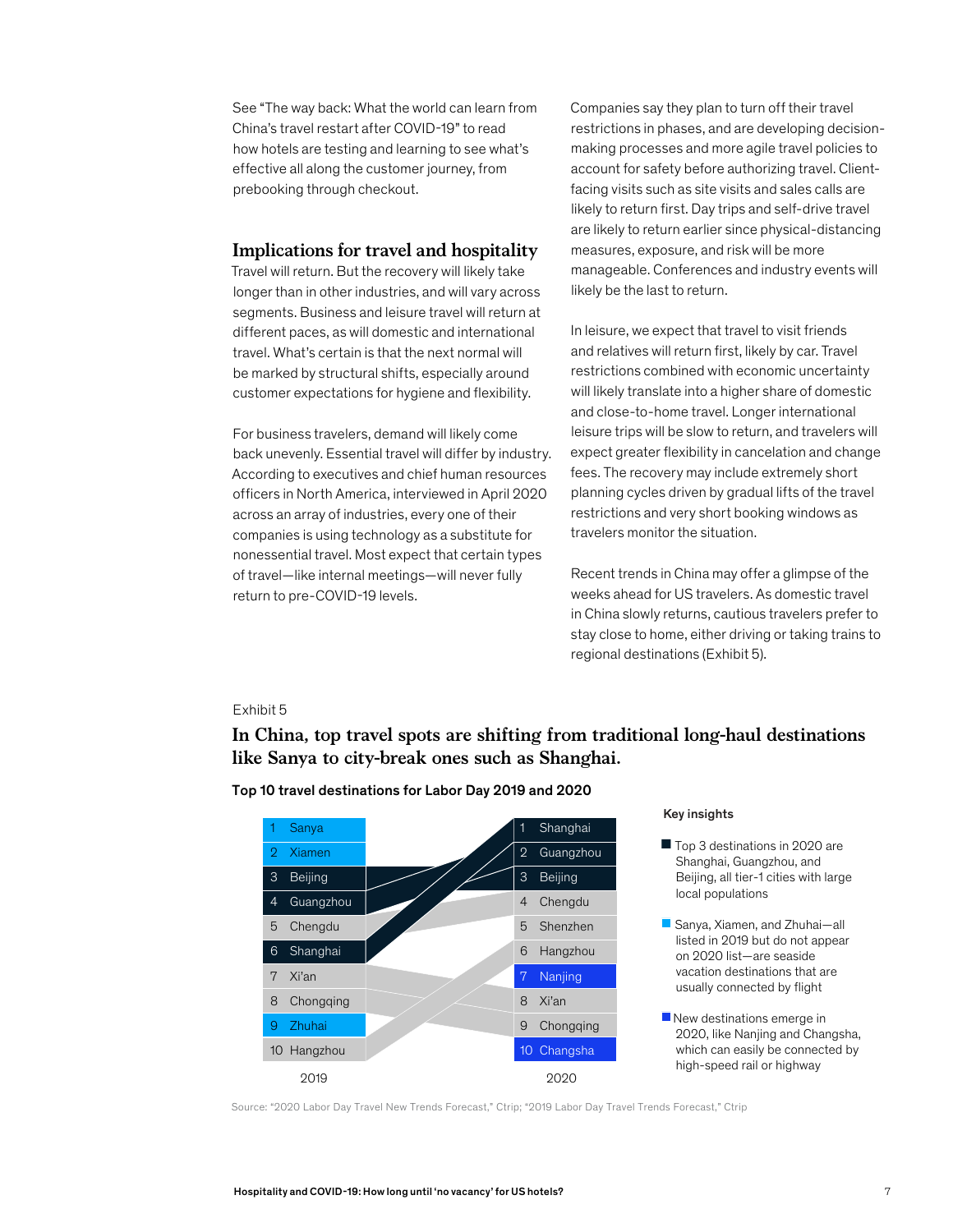See "The way back: What the world can learn from China's travel restart after COVID-19" to read how hotels are testing and learning to see what's effective all along the customer journey, from prebooking through checkout.

## Implications for travel and hospitality

Travel will return. But the recovery will likely take longer than in other industries, and will vary across segments. Business and leisure travel will return at different paces, as will domestic and international travel. What's certain is that the next normal will be marked by structural shifts, especially around customer expectations for hygiene and flexibility.

For business travelers, demand will likely come back unevenly. Essential travel will differ by industry. According to executives and chief human resources officers in North America, interviewed in April 2020 across an array of industries, every one of their companies is using technology as a substitute for nonessential travel. Most expect that certain types of travel—like internal meetings—will never fully return to pre-COVID-19 levels.

Companies say they plan to turn off their travel restrictions in phases, and are developing decision-making processes and more agile travel policies to account for safety before authorizing travel. Client-facing visits such as site visits and sales calls are likely to return first. Day trips and self-drive travel are likely to return earlier since physical-distancing measures, exposure, and risk will be more manageable. Conferences and industry events will likely be the last to return.

In leisure, we expect that travel to visit friends and relatives will return first, likely by car. Travel restrictions combined with economic uncertainty will likely translate into a higher share of domestic and close-to-home travel. Longer international leisure trips will be slow to return, and travelers will expect greater flexibility in cancelation and change fees. The recovery may include extremely short planning cycles driven by gradual lifts of the travel restrictions and very short booking windows as travelers monitor the situation.

Recent trends in China may offer a glimpse of the weeks ahead for US travelers. As domestic travel in China slowly returns, cautious travelers prefer to stay close to home, either driving or taking trains to regional destinations (Exhibit 5).

Exhibit 5

**In China, top travel spots are shifting from traditional long-haul destinations like Sanya to city-break ones such as Shanghai.**

**Top 10 travel destinations for Labor Day 2019 and 2020**

| Rank | 2019 | 2020 |
|---|---|---|
| 1 | Sanya | Shanghai |
| 2 | Xiamen | Guangzhou |
| 3 | Beijing | Beijing |
| 4 | Guangzhou | Chengdu |
| 5 | Chengdu | Shenzhen |
| 6 | Shanghai | Hangzhou |
| 7 | Xi'an | Nanjing |
| 8 | Chongqing | Xi'an |
| 9 | Zhuhai | Chongqing |
| 10 | Hangzhou | Changsha |

**Key insights**

- Top 3 destinations in 2020 are Shanghai, Guangzhou, and Beijing, all tier-1 cities with large local populations
- Sanya, Xiamen, and Zhuhai—all listed in 2019 but do not appear on 2020 list—are seaside vacation destinations that are usually connected by flight
- New destinations emerge in 2020, like Nanjing and Changsha, which can easily be connected by high-speed rail or highway

Source: "2020 Labor Day Travel New Trends Forecast," Ctrip; "2019 Labor Day Travel Trends Forecast," Ctrip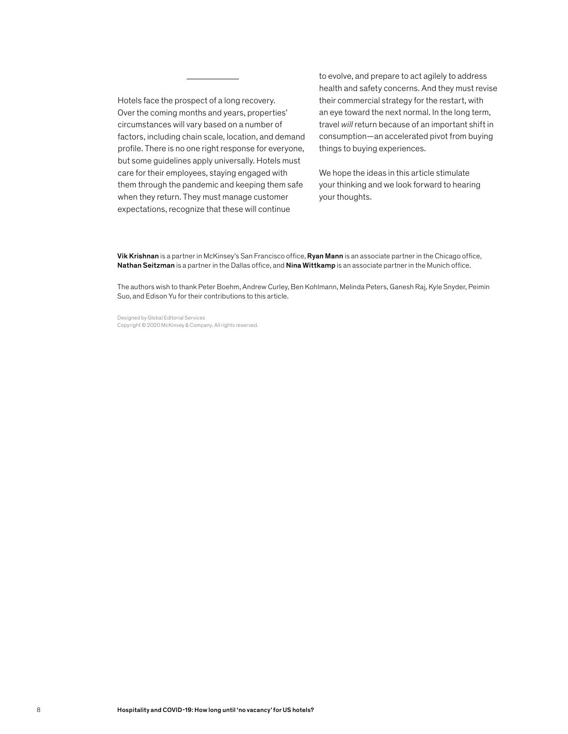Hotels face the prospect of a long recovery. Over the coming months and years, properties' circumstances will vary based on a number of factors, including chain scale, location, and demand profile. There is no one right response for everyone, but some guidelines apply universally. Hotels must care for their employees, staying engaged with them through the pandemic and keeping them safe when they return. They must manage customer expectations, recognize that these will continue to evolve, and prepare to act agilely to address health and safety concerns. And they must revise their commercial strategy for the restart, with an eye toward the next normal. In the long term, travel *will* return because of an important shift in consumption—an accelerated pivot from buying things to buying experiences.

We hope the ideas in this article stimulate your thinking and we look forward to hearing your thoughts.

**Vik Krishnan** is a partner in McKinsey's San Francisco office, **Ryan Mann** is an associate partner in the Chicago office, **Nathan Seitzman** is a partner in the Dallas office, and **Nina Wittkamp** is an associate partner in the Munich office.

The authors wish to thank Peter Boehm, Andrew Curley, Ben Kohlmann, Melinda Peters, Ganesh Raj, Kyle Snyder, Peimin Suo, and Edison Yu for their contributions to this article.

Designed by Global Editorial Services
Copyright © 2020 McKinsey & Company. All rights reserved.